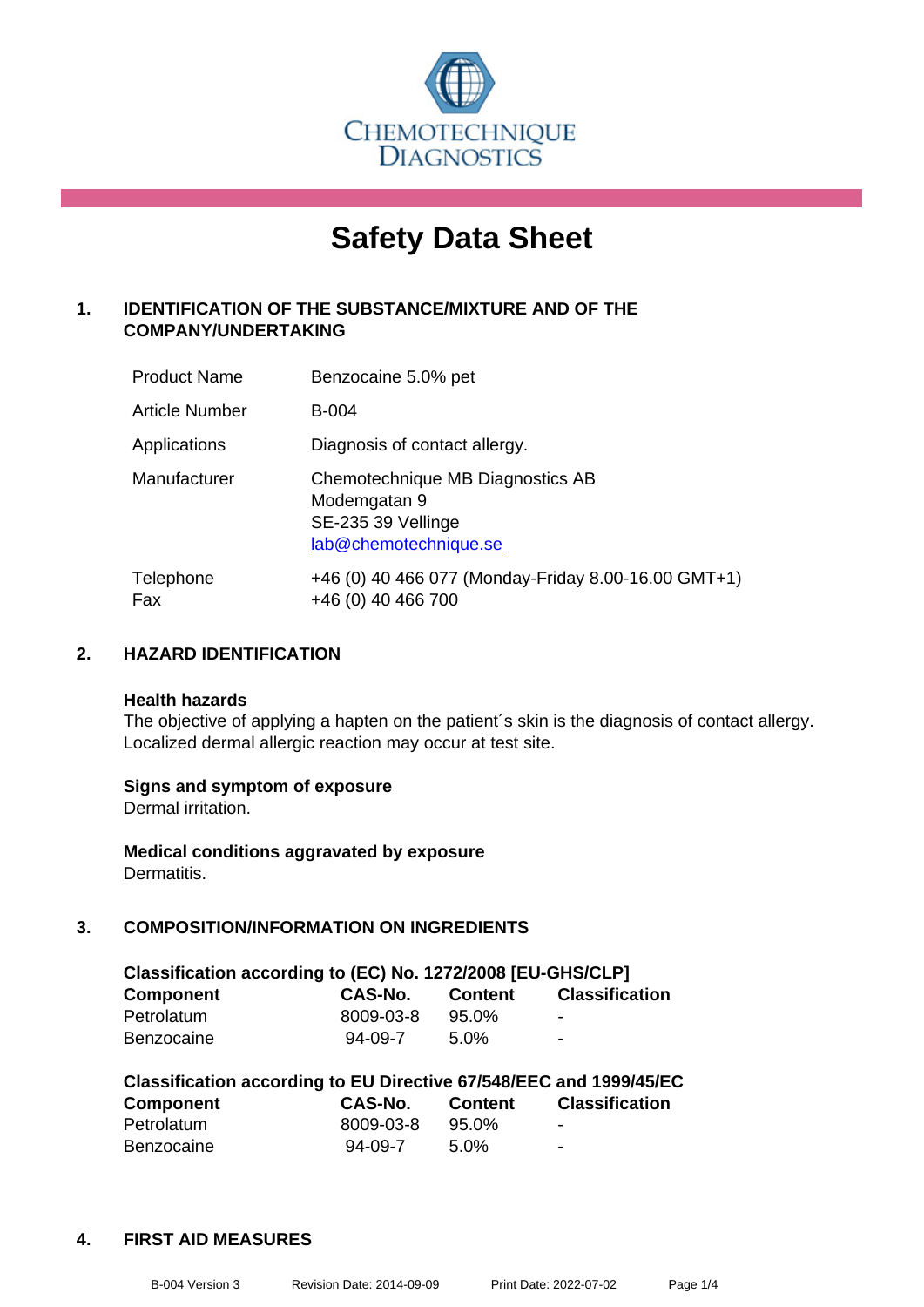CHEMOTECHNIQUE DIAGNOSTICS

# Safety Data Sheet

## 1. IDENTIFICATION OF THE SUBSTANCE/MIXTURE AND OF THE COMPANY/UNDERTAKING

| | |
|---|---|
| Product Name | Benzocaine 5.0% pet |
| Article Number | B-004 |
| Applications | Diagnosis of contact allergy. |
| Manufacturer | Chemotechnique MB Diagnostics AB<br>Modemgatan 9<br>SE-235 39 Vellinge<br>lab@chemotechnique.se |
| Telephone<br>Fax | +46 (0) 40 466 077 (Monday-Friday 8.00-16.00 GMT+1)<br>+46 (0) 40 466 700 |

## 2. HAZARD IDENTIFICATION

**Health hazards**

The objective of applying a hapten on the patient´s skin is the diagnosis of contact allergy. Localized dermal allergic reaction may occur at test site.

**Signs and symptom of exposure**

Dermal irritation.

**Medical conditions aggravated by exposure**

Dermatitis.

## 3. COMPOSITION/INFORMATION ON INGREDIENTS

**Classification according to (EC) No. 1272/2008 [EU-GHS/CLP]**

| Component | CAS-No. | Content | Classification |
|---|---|---|---|
| Petrolatum | 8009-03-8 | 95.0% | - |
| Benzocaine | 94-09-7 | 5.0% | - |

**Classification according to EU Directive 67/548/EEC and 1999/45/EC**

| Component | CAS-No. | Content | Classification |
|---|---|---|---|
| Petrolatum | 8009-03-8 | 95.0% | - |
| Benzocaine | 94-09-7 | 5.0% | - |

## 4. FIRST AID MEASURES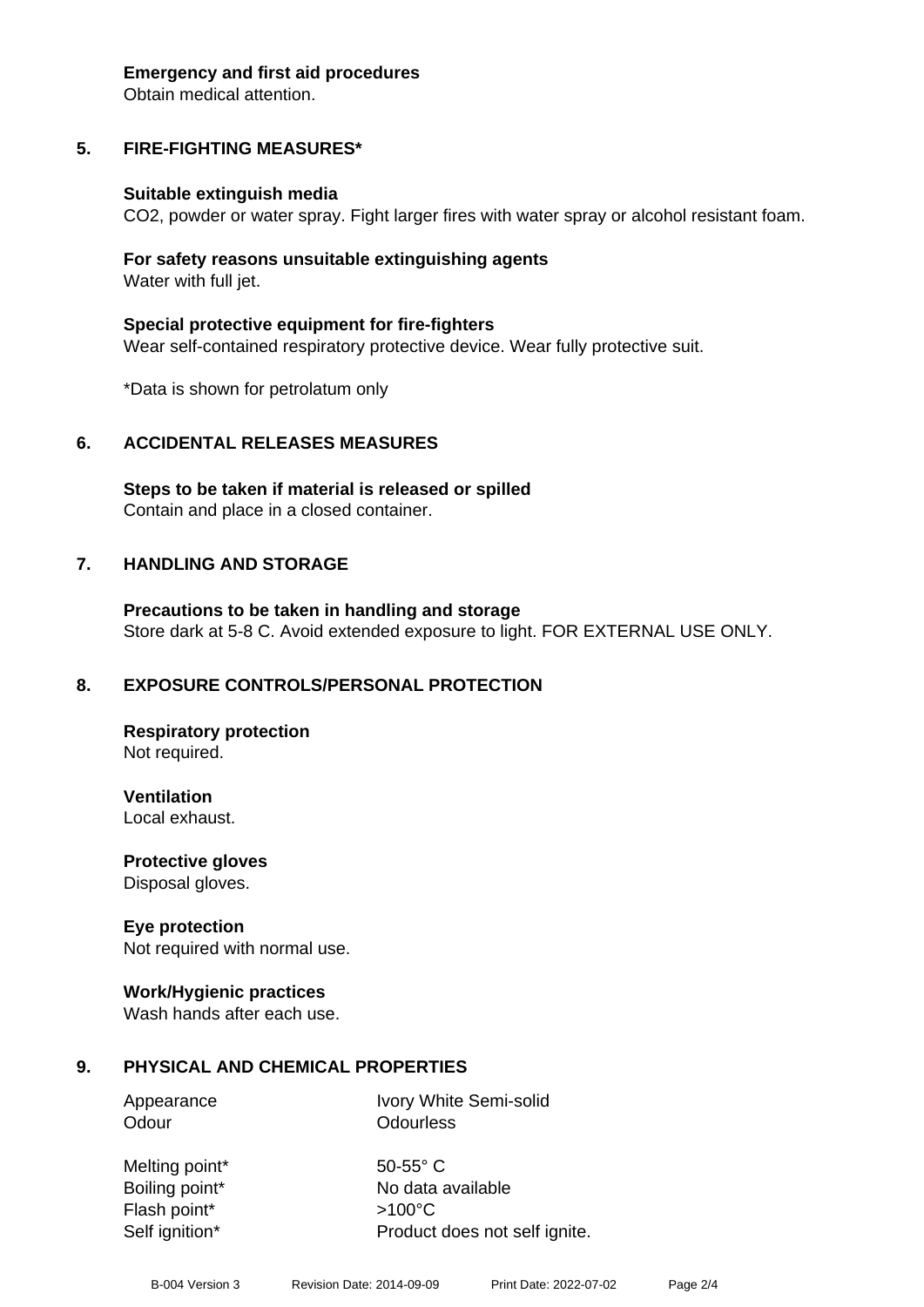**Emergency and first aid procedures**
Obtain medical attention.

## 5. FIRE-FIGHTING MEASURES*

**Suitable extinguish media**
$CO_2$, powder or water spray. Fight larger fires with water spray or alcohol resistant foam.

**For safety reasons unsuitable extinguishing agents**
Water with full jet.

**Special protective equipment for fire-fighters**
Wear self-contained respiratory protective device. Wear fully protective suit.

*Data is shown for petrolatum only

## 6. ACCIDENTAL RELEASES MEASURES

**Steps to be taken if material is released or spilled**
Contain and place in a closed container.

## 7. HANDLING AND STORAGE

**Precautions to be taken in handling and storage**
Store dark at 5-8 C. Avoid extended exposure to light. FOR EXTERNAL USE ONLY.

## 8. EXPOSURE CONTROLS/PERSONAL PROTECTION

**Respiratory protection**
Not required.

**Ventilation**
Local exhaust.

**Protective gloves**
Disposal gloves.

**Eye protection**
Not required with normal use.

**Work/Hygienic practices**
Wash hands after each use.

## 9. PHYSICAL AND CHEMICAL PROPERTIES

| | |
|---|---|
| Appearance | Ivory White Semi-solid |
| Odour | Odourless |
| Melting point* | 50-55° C |
| Boiling point* | No data available |
| Flash point* | >100°C |
| Self ignition* | Product does not self ignite. |

B-004 Version 3 Revision Date: 2014-09-09 Print Date: 2022-07-02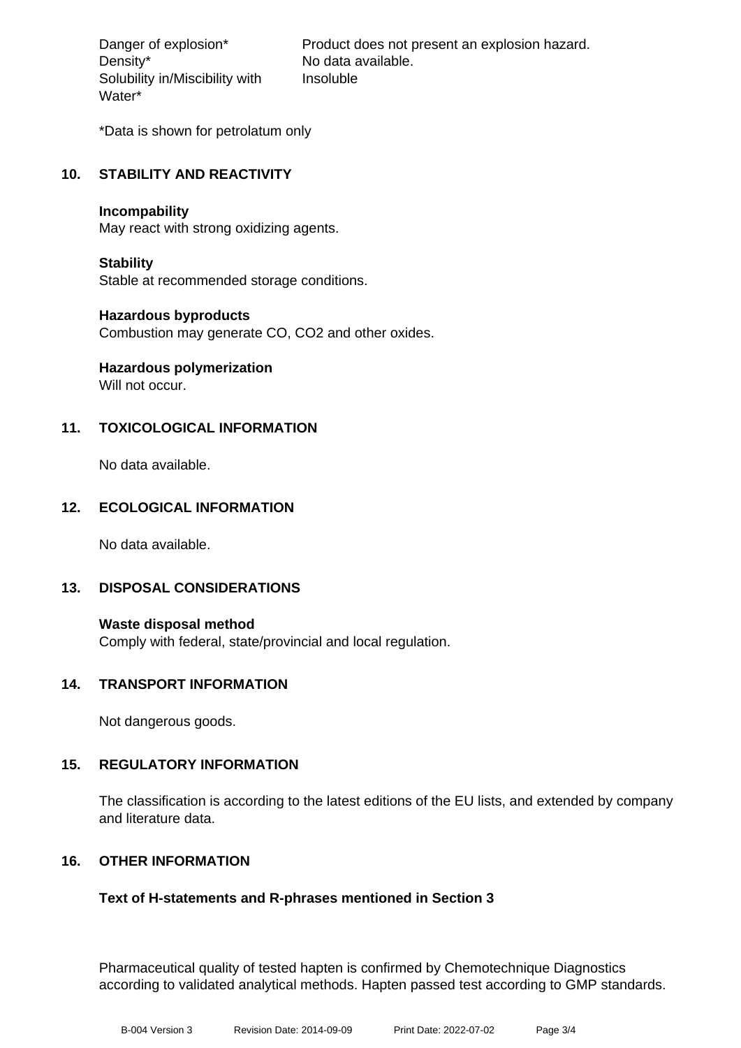| | |
|---|---|
| Danger of explosion* | Product does not present an explosion hazard. |
| Density* | No data available. |
| Solubility in/Miscibility with Water* | Insoluble |

*Data is shown for petrolatum only

## 10. STABILITY AND REACTIVITY

**Incompability**
May react with strong oxidizing agents.

**Stability**
Stable at recommended storage conditions.

**Hazardous byproducts**
Combustion may generate CO, $CO_2$ and other oxides.

**Hazardous polymerization**
Will not occur.

## 11. TOXICOLOGICAL INFORMATION

No data available.

## 12. ECOLOGICAL INFORMATION

No data available.

## 13. DISPOSAL CONSIDERATIONS

**Waste disposal method**
Comply with federal, state/provincial and local regulation.

## 14. TRANSPORT INFORMATION

Not dangerous goods.

## 15. REGULATORY INFORMATION

The classification is according to the latest editions of the EU lists, and extended by company and literature data.

## 16. OTHER INFORMATION

**Text of H-statements and R-phrases mentioned in Section 3**

Pharmaceutical quality of tested hapten is confirmed by Chemotechnique Diagnostics according to validated analytical methods. Hapten passed test according to GMP standards.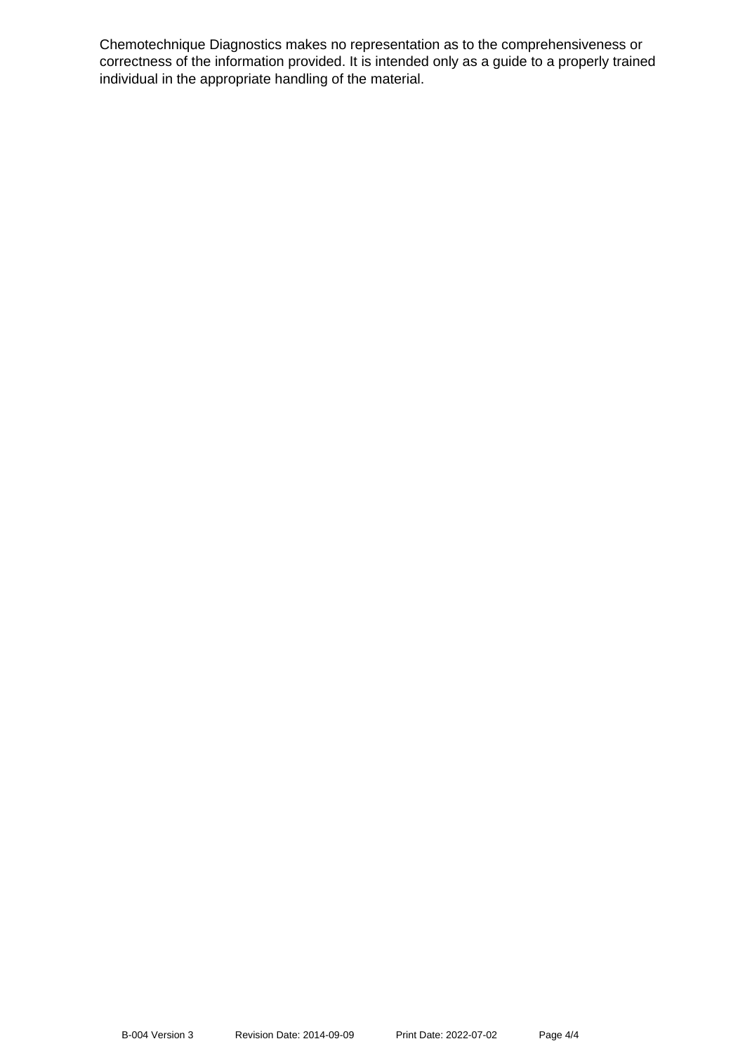Chemotechnique Diagnostics makes no representation as to the comprehensiveness or correctness of the information provided. It is intended only as a guide to a properly trained individual in the appropriate handling of the material.